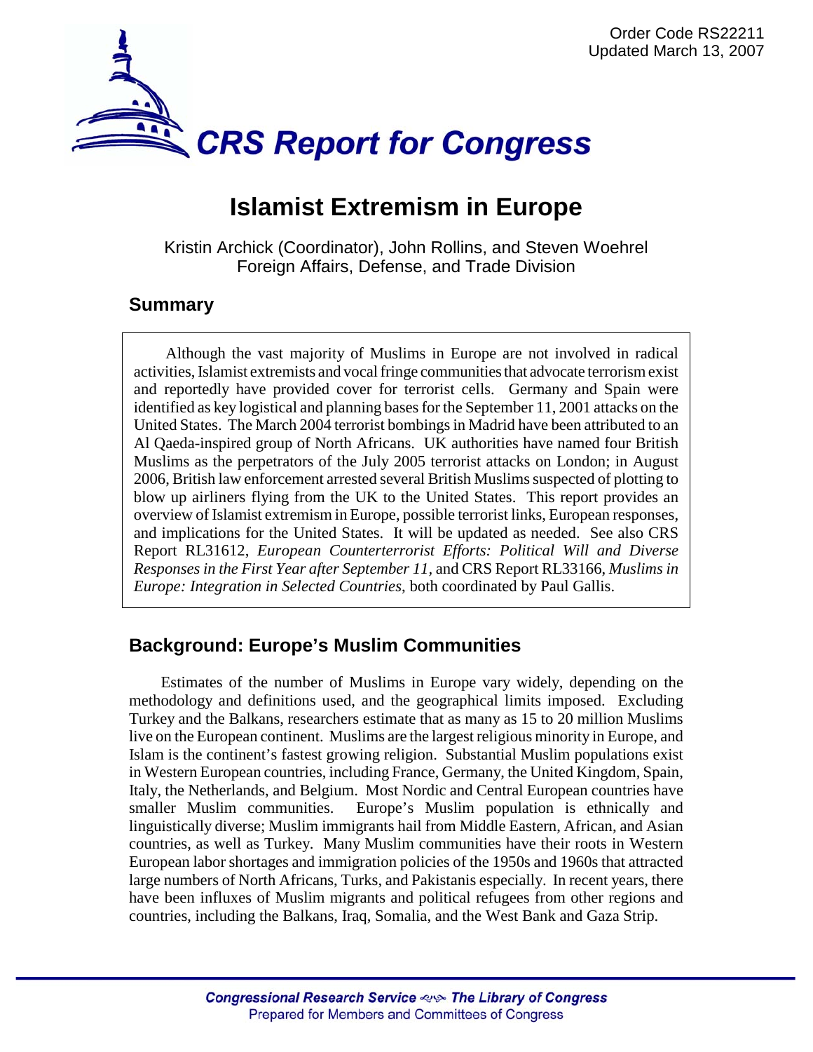Order Code RS22211
Updated March 13, 2007

# CRS Report for Congress

# Islamist Extremism in Europe

Kristin Archick (Coordinator), John Rollins, and Steven Woehrel
Foreign Affairs, Defense, and Trade Division

## Summary

Although the vast majority of Muslims in Europe are not involved in radical activities, Islamist extremists and vocal fringe communities that advocate terrorism exist and reportedly have provided cover for terrorist cells. Germany and Spain were identified as key logistical and planning bases for the September 11, 2001 attacks on the United States. The March 2004 terrorist bombings in Madrid have been attributed to an Al Qaeda-inspired group of North Africans. UK authorities have named four British Muslims as the perpetrators of the July 2005 terrorist attacks on London; in August 2006, British law enforcement arrested several British Muslims suspected of plotting to blow up airliners flying from the UK to the United States. This report provides an overview of Islamist extremism in Europe, possible terrorist links, European responses, and implications for the United States. It will be updated as needed. See also CRS Report RL31612, *European Counterterrorist Efforts: Political Will and Diverse Responses in the First Year after September 11*, and CRS Report RL33166, *Muslims in Europe: Integration in Selected Countries*, both coordinated by Paul Gallis.

## Background: Europe's Muslim Communities

Estimates of the number of Muslims in Europe vary widely, depending on the methodology and definitions used, and the geographical limits imposed. Excluding Turkey and the Balkans, researchers estimate that as many as 15 to 20 million Muslims live on the European continent. Muslims are the largest religious minority in Europe, and Islam is the continent's fastest growing religion. Substantial Muslim populations exist in Western European countries, including France, Germany, the United Kingdom, Spain, Italy, the Netherlands, and Belgium. Most Nordic and Central European countries have smaller Muslim communities. Europe's Muslim population is ethnically and linguistically diverse; Muslim immigrants hail from Middle Eastern, African, and Asian countries, as well as Turkey. Many Muslim communities have their roots in Western European labor shortages and immigration policies of the 1950s and 1960s that attracted large numbers of North Africans, Turks, and Pakistanis especially. In recent years, there have been influxes of Muslim migrants and political refugees from other regions and countries, including the Balkans, Iraq, Somalia, and the West Bank and Gaza Strip.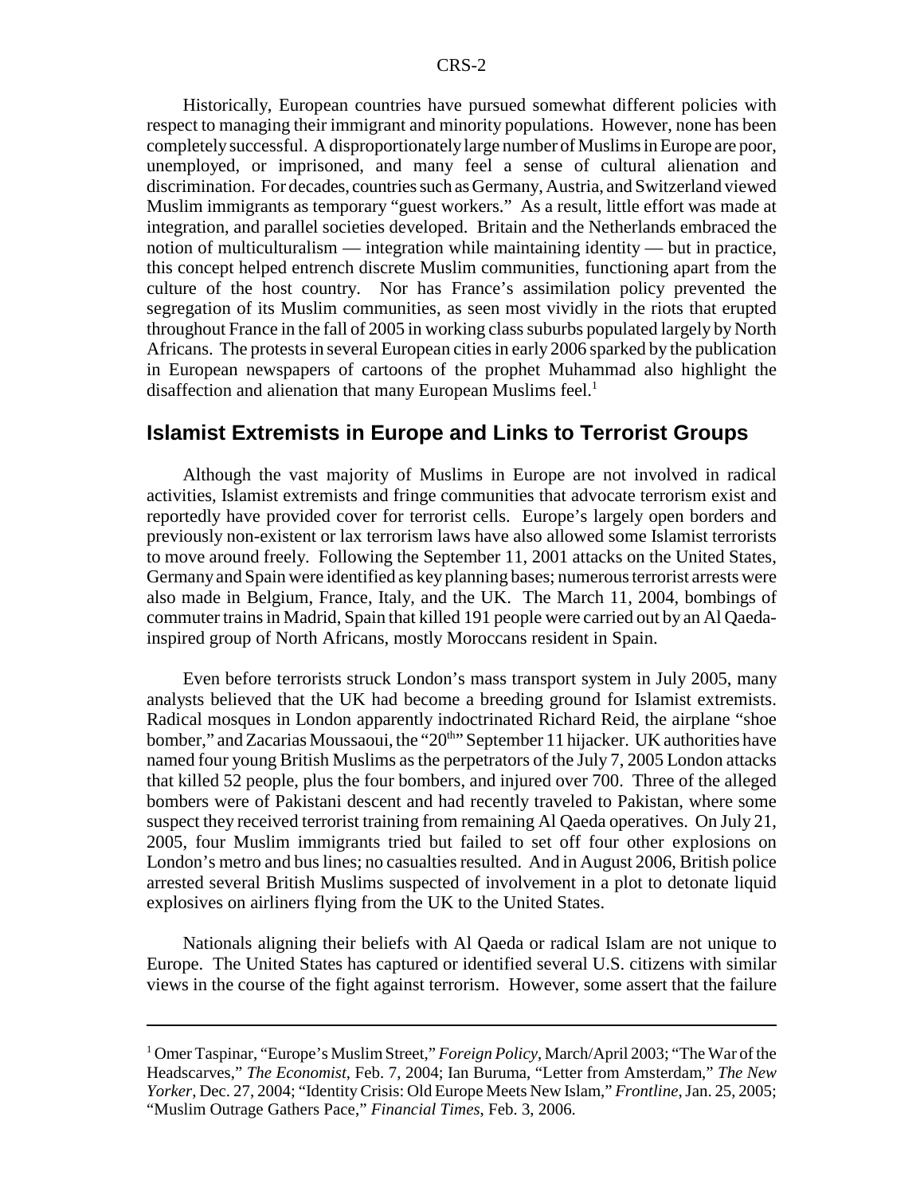Historically, European countries have pursued somewhat different policies with respect to managing their immigrant and minority populations. However, none has been completely successful. A disproportionately large number of Muslims in Europe are poor, unemployed, or imprisoned, and many feel a sense of cultural alienation and discrimination. For decades, countries such as Germany, Austria, and Switzerland viewed Muslim immigrants as temporary "guest workers." As a result, little effort was made at integration, and parallel societies developed. Britain and the Netherlands embraced the notion of multiculturalism — integration while maintaining identity — but in practice, this concept helped entrench discrete Muslim communities, functioning apart from the culture of the host country. Nor has France's assimilation policy prevented the segregation of its Muslim communities, as seen most vividly in the riots that erupted throughout France in the fall of 2005 in working class suburbs populated largely by North Africans. The protests in several European cities in early 2006 sparked by the publication in European newspapers of cartoons of the prophet Muhammad also highlight the disaffection and alienation that many European Muslims feel.[1]

## Islamist Extremists in Europe and Links to Terrorist Groups

Although the vast majority of Muslims in Europe are not involved in radical activities, Islamist extremists and fringe communities that advocate terrorism exist and reportedly have provided cover for terrorist cells. Europe's largely open borders and previously non-existent or lax terrorism laws have also allowed some Islamist terrorists to move around freely. Following the September 11, 2001 attacks on the United States, Germany and Spain were identified as key planning bases; numerous terrorist arrests were also made in Belgium, France, Italy, and the UK. The March 11, 2004, bombings of commuter trains in Madrid, Spain that killed 191 people were carried out by an Al Qaeda-inspired group of North Africans, mostly Moroccans resident in Spain.

Even before terrorists struck London's mass transport system in July 2005, many analysts believed that the UK had become a breeding ground for Islamist extremists. Radical mosques in London apparently indoctrinated Richard Reid, the airplane "shoe bomber," and Zacarias Moussaoui, the "20th" September 11 hijacker. UK authorities have named four young British Muslims as the perpetrators of the July 7, 2005 London attacks that killed 52 people, plus the four bombers, and injured over 700. Three of the alleged bombers were of Pakistani descent and had recently traveled to Pakistan, where some suspect they received terrorist training from remaining Al Qaeda operatives. On July 21, 2005, four Muslim immigrants tried but failed to set off four other explosions on London's metro and bus lines; no casualties resulted. And in August 2006, British police arrested several British Muslims suspected of involvement in a plot to detonate liquid explosives on airliners flying from the UK to the United States.

Nationals aligning their beliefs with Al Qaeda or radical Islam are not unique to Europe. The United States has captured or identified several U.S. citizens with similar views in the course of the fight against terrorism. However, some assert that the failure

---

[1] Omer Taspinar, "Europe's Muslim Street," *Foreign Policy*, March/April 2003; "The War of the Headscarves," *The Economist*, Feb. 7, 2004; Ian Buruma, "Letter from Amsterdam," *The New Yorker*, Dec. 27, 2004; "Identity Crisis: Old Europe Meets New Islam," *Frontline*, Jan. 25, 2005; "Muslim Outrage Gathers Pace," *Financial Times*, Feb. 3, 2006.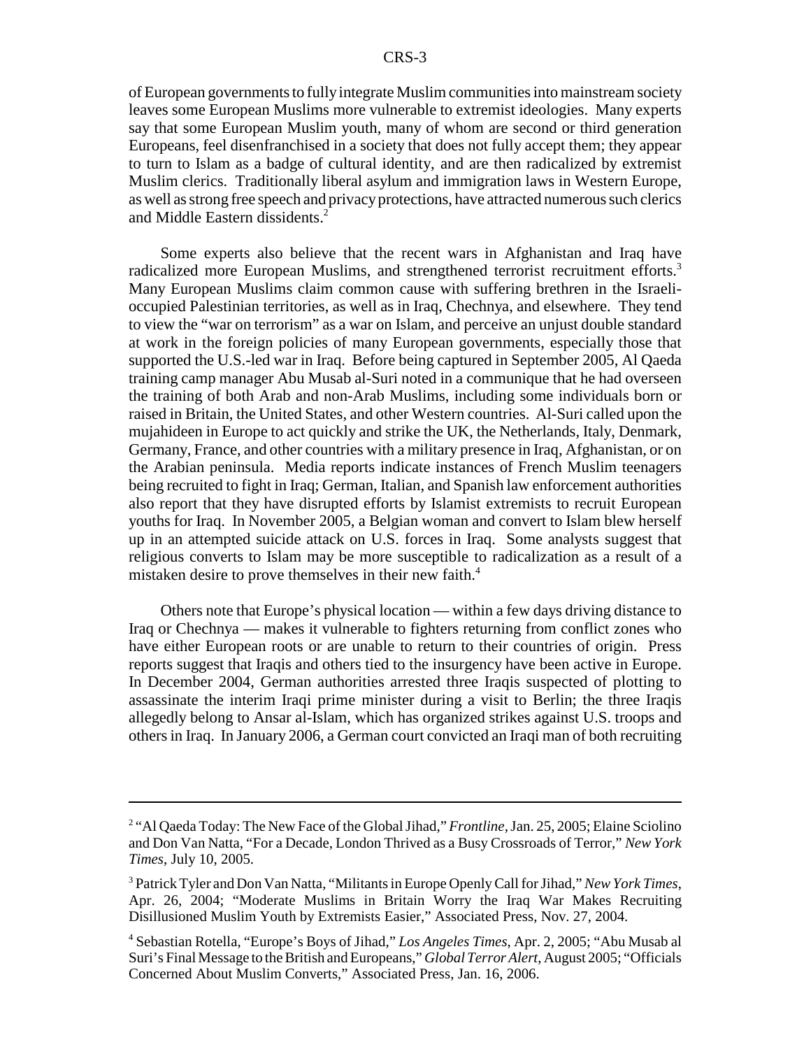of European governments to fully integrate Muslim communities into mainstream society leaves some European Muslims more vulnerable to extremist ideologies. Many experts say that some European Muslim youth, many of whom are second or third generation Europeans, feel disenfranchised in a society that does not fully accept them; they appear to turn to Islam as a badge of cultural identity, and are then radicalized by extremist Muslim clerics. Traditionally liberal asylum and immigration laws in Western Europe, as well as strong free speech and privacy protections, have attracted numerous such clerics and Middle Eastern dissidents.[2]

Some experts also believe that the recent wars in Afghanistan and Iraq have radicalized more European Muslims, and strengthened terrorist recruitment efforts.[3] Many European Muslims claim common cause with suffering brethren in the Israeli-occupied Palestinian territories, as well as in Iraq, Chechnya, and elsewhere. They tend to view the "war on terrorism" as a war on Islam, and perceive an unjust double standard at work in the foreign policies of many European governments, especially those that supported the U.S.-led war in Iraq. Before being captured in September 2005, Al Qaeda training camp manager Abu Musab al-Suri noted in a communique that he had overseen the training of both Arab and non-Arab Muslims, including some individuals born or raised in Britain, the United States, and other Western countries. Al-Suri called upon the mujahideen in Europe to act quickly and strike the UK, the Netherlands, Italy, Denmark, Germany, France, and other countries with a military presence in Iraq, Afghanistan, or on the Arabian peninsula. Media reports indicate instances of French Muslim teenagers being recruited to fight in Iraq; German, Italian, and Spanish law enforcement authorities also report that they have disrupted efforts by Islamist extremists to recruit European youths for Iraq. In November 2005, a Belgian woman and convert to Islam blew herself up in an attempted suicide attack on U.S. forces in Iraq. Some analysts suggest that religious converts to Islam may be more susceptible to radicalization as a result of a mistaken desire to prove themselves in their new faith.[4]

Others note that Europe's physical location — within a few days driving distance to Iraq or Chechnya — makes it vulnerable to fighters returning from conflict zones who have either European roots or are unable to return to their countries of origin. Press reports suggest that Iraqis and others tied to the insurgency have been active in Europe. In December 2004, German authorities arrested three Iraqis suspected of plotting to assassinate the interim Iraqi prime minister during a visit to Berlin; the three Iraqis allegedly belong to Ansar al-Islam, which has organized strikes against U.S. troops and others in Iraq. In January 2006, a German court convicted an Iraqi man of both recruiting

---

[2] "Al Qaeda Today: The New Face of the Global Jihad," *Frontline*, Jan. 25, 2005; Elaine Sciolino and Don Van Natta, "For a Decade, London Thrived as a Busy Crossroads of Terror," *New York Times*, July 10, 2005.

[3] Patrick Tyler and Don Van Natta, "Militants in Europe Openly Call for Jihad," *New York Times*, Apr. 26, 2004; "Moderate Muslims in Britain Worry the Iraq War Makes Recruiting Disillusioned Muslim Youth by Extremists Easier," Associated Press, Nov. 27, 2004.

[4] Sebastian Rotella, "Europe's Boys of Jihad," *Los Angeles Times*, Apr. 2, 2005; "Abu Musab al Suri's Final Message to the British and Europeans," *Global Terror Alert*, August 2005; "Officials Concerned About Muslim Converts," Associated Press, Jan. 16, 2006.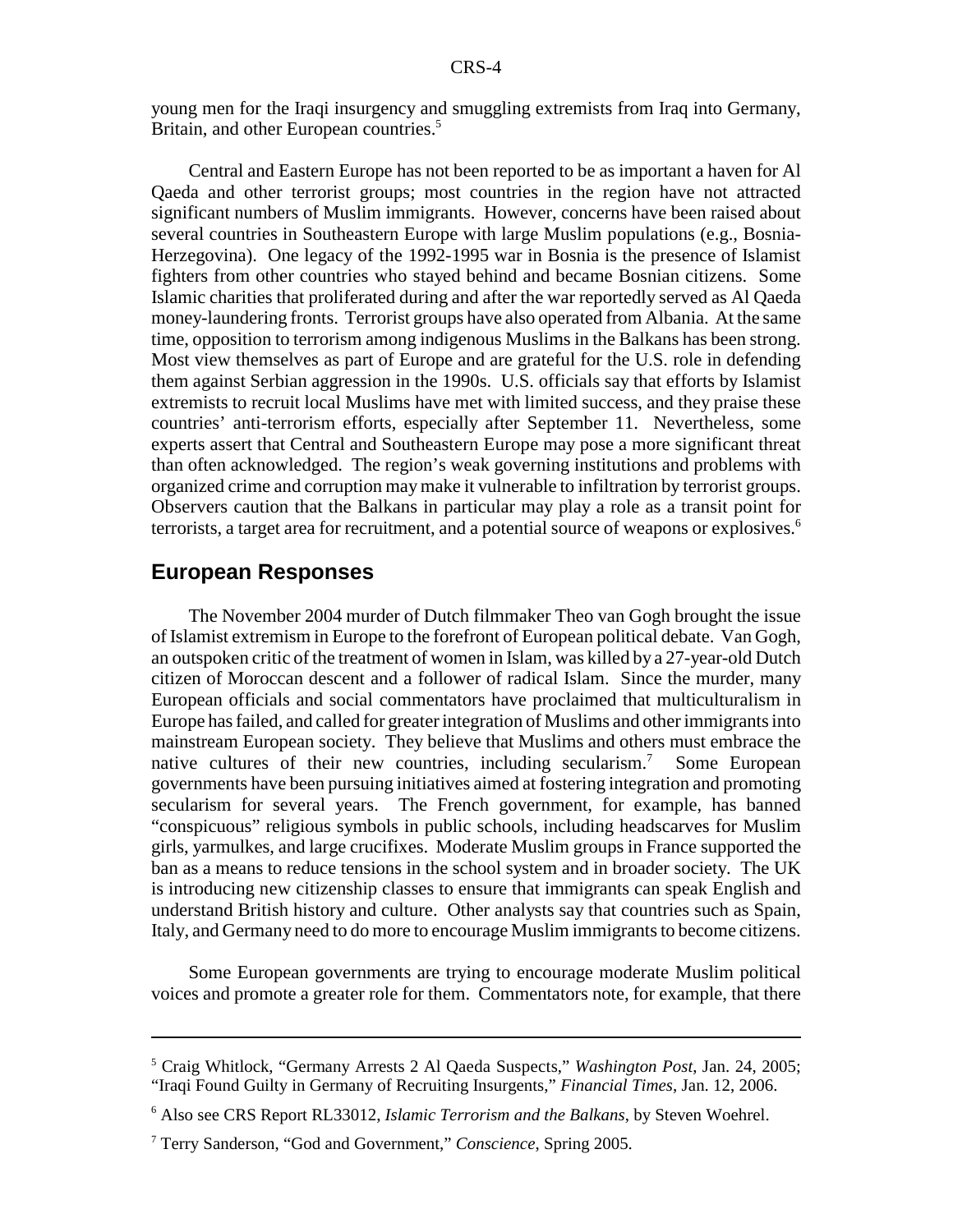young men for the Iraqi insurgency and smuggling extremists from Iraq into Germany, Britain, and other European countries.[5]

Central and Eastern Europe has not been reported to be as important a haven for Al Qaeda and other terrorist groups; most countries in the region have not attracted significant numbers of Muslim immigrants. However, concerns have been raised about several countries in Southeastern Europe with large Muslim populations (e.g., Bosnia-Herzegovina). One legacy of the 1992-1995 war in Bosnia is the presence of Islamist fighters from other countries who stayed behind and became Bosnian citizens. Some Islamic charities that proliferated during and after the war reportedly served as Al Qaeda money-laundering fronts. Terrorist groups have also operated from Albania. At the same time, opposition to terrorism among indigenous Muslims in the Balkans has been strong. Most view themselves as part of Europe and are grateful for the U.S. role in defending them against Serbian aggression in the 1990s. U.S. officials say that efforts by Islamist extremists to recruit local Muslims have met with limited success, and they praise these countries' anti-terrorism efforts, especially after September 11. Nevertheless, some experts assert that Central and Southeastern Europe may pose a more significant threat than often acknowledged. The region's weak governing institutions and problems with organized crime and corruption may make it vulnerable to infiltration by terrorist groups. Observers caution that the Balkans in particular may play a role as a transit point for terrorists, a target area for recruitment, and a potential source of weapons or explosives.[6]

## European Responses

The November 2004 murder of Dutch filmmaker Theo van Gogh brought the issue of Islamist extremism in Europe to the forefront of European political debate. Van Gogh, an outspoken critic of the treatment of women in Islam, was killed by a 27-year-old Dutch citizen of Moroccan descent and a follower of radical Islam. Since the murder, many European officials and social commentators have proclaimed that multiculturalism in Europe has failed, and called for greater integration of Muslims and other immigrants into mainstream European society. They believe that Muslims and others must embrace the native cultures of their new countries, including secularism.[7] Some European governments have been pursuing initiatives aimed at fostering integration and promoting secularism for several years. The French government, for example, has banned "conspicuous" religious symbols in public schools, including headscarves for Muslim girls, yarmulkes, and large crucifixes. Moderate Muslim groups in France supported the ban as a means to reduce tensions in the school system and in broader society. The UK is introducing new citizenship classes to ensure that immigrants can speak English and understand British history and culture. Other analysts say that countries such as Spain, Italy, and Germany need to do more to encourage Muslim immigrants to become citizens.

Some European governments are trying to encourage moderate Muslim political voices and promote a greater role for them. Commentators note, for example, that there

---

[5] Craig Whitlock, "Germany Arrests 2 Al Qaeda Suspects," *Washington Post*, Jan. 24, 2005; "Iraqi Found Guilty in Germany of Recruiting Insurgents," *Financial Times*, Jan. 12, 2006.

[6] Also see CRS Report RL33012, *Islamic Terrorism and the Balkans*, by Steven Woehrel.

[7] Terry Sanderson, "God and Government," *Conscience*, Spring 2005.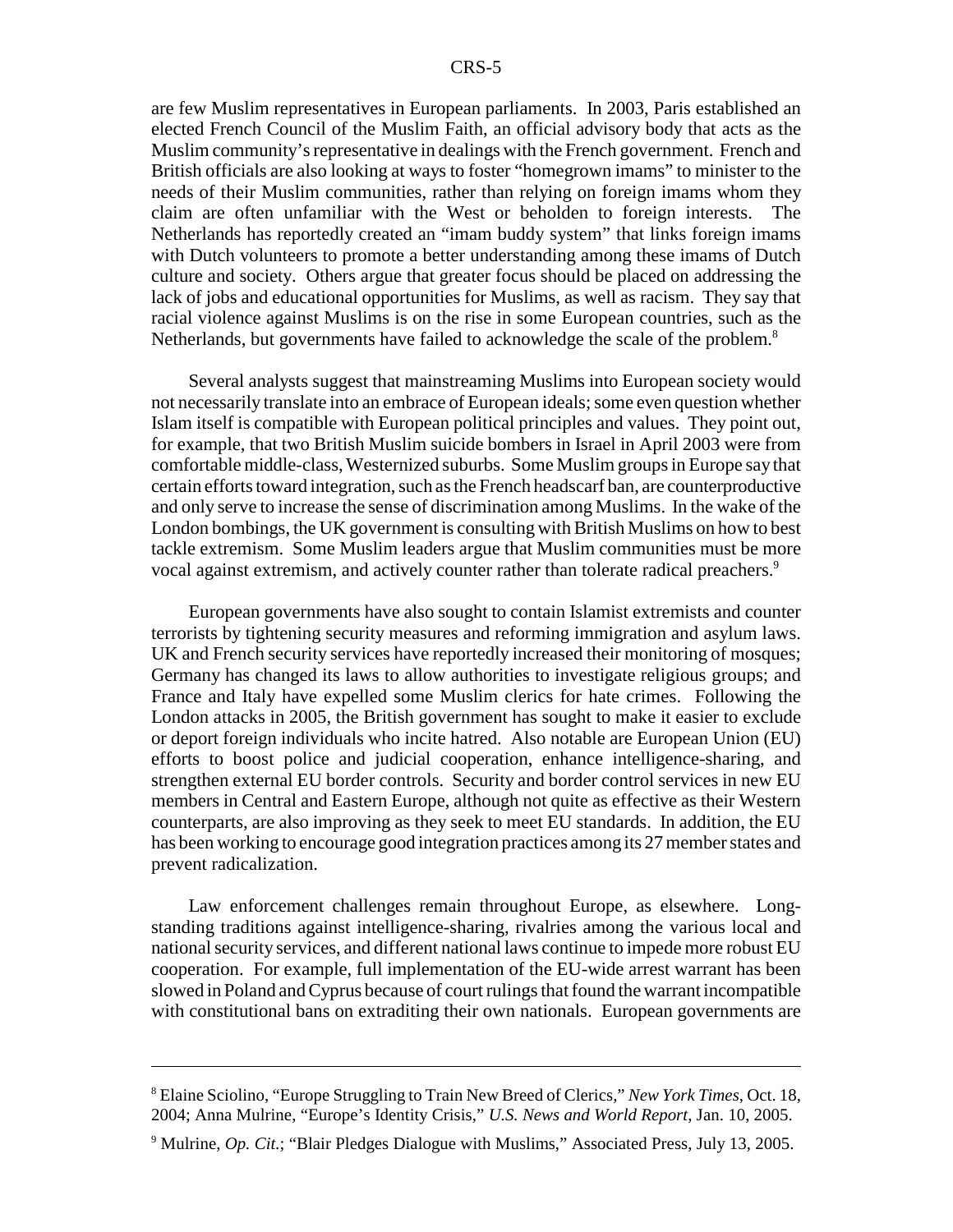are few Muslim representatives in European parliaments. In 2003, Paris established an elected French Council of the Muslim Faith, an official advisory body that acts as the Muslim community's representative in dealings with the French government. French and British officials are also looking at ways to foster "homegrown imams" to minister to the needs of their Muslim communities, rather than relying on foreign imams whom they claim are often unfamiliar with the West or beholden to foreign interests. The Netherlands has reportedly created an "imam buddy system" that links foreign imams with Dutch volunteers to promote a better understanding among these imams of Dutch culture and society. Others argue that greater focus should be placed on addressing the lack of jobs and educational opportunities for Muslims, as well as racism. They say that racial violence against Muslims is on the rise in some European countries, such as the Netherlands, but governments have failed to acknowledge the scale of the problem.[8]

Several analysts suggest that mainstreaming Muslims into European society would not necessarily translate into an embrace of European ideals; some even question whether Islam itself is compatible with European political principles and values. They point out, for example, that two British Muslim suicide bombers in Israel in April 2003 were from comfortable middle-class, Westernized suburbs. Some Muslim groups in Europe say that certain efforts toward integration, such as the French headscarf ban, are counterproductive and only serve to increase the sense of discrimination among Muslims. In the wake of the London bombings, the UK government is consulting with British Muslims on how to best tackle extremism. Some Muslim leaders argue that Muslim communities must be more vocal against extremism, and actively counter rather than tolerate radical preachers.[9]

European governments have also sought to contain Islamist extremists and counter terrorists by tightening security measures and reforming immigration and asylum laws. UK and French security services have reportedly increased their monitoring of mosques; Germany has changed its laws to allow authorities to investigate religious groups; and France and Italy have expelled some Muslim clerics for hate crimes. Following the London attacks in 2005, the British government has sought to make it easier to exclude or deport foreign individuals who incite hatred. Also notable are European Union (EU) efforts to boost police and judicial cooperation, enhance intelligence-sharing, and strengthen external EU border controls. Security and border control services in new EU members in Central and Eastern Europe, although not quite as effective as their Western counterparts, are also improving as they seek to meet EU standards. In addition, the EU has been working to encourage good integration practices among its 27 member states and prevent radicalization.

Law enforcement challenges remain throughout Europe, as elsewhere. Long-standing traditions against intelligence-sharing, rivalries among the various local and national security services, and different national laws continue to impede more robust EU cooperation. For example, full implementation of the EU-wide arrest warrant has been slowed in Poland and Cyprus because of court rulings that found the warrant incompatible with constitutional bans on extraditing their own nationals. European governments are

---

[8] Elaine Sciolino, "Europe Struggling to Train New Breed of Clerics," *New York Times*, Oct. 18, 2004; Anna Mulrine, "Europe's Identity Crisis," *U.S. News and World Report*, Jan. 10, 2005.

[9] Mulrine, *Op. Cit.*; "Blair Pledges Dialogue with Muslims," Associated Press, July 13, 2005.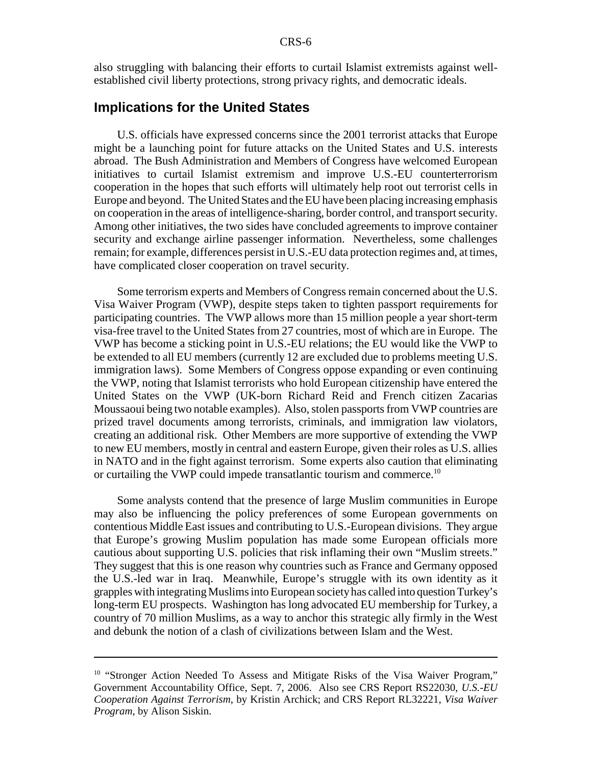also struggling with balancing their efforts to curtail Islamist extremists against well-established civil liberty protections, strong privacy rights, and democratic ideals.

## Implications for the United States

U.S. officials have expressed concerns since the 2001 terrorist attacks that Europe might be a launching point for future attacks on the United States and U.S. interests abroad. The Bush Administration and Members of Congress have welcomed European initiatives to curtail Islamist extremism and improve U.S.-EU counterterrorism cooperation in the hopes that such efforts will ultimately help root out terrorist cells in Europe and beyond. The United States and the EU have been placing increasing emphasis on cooperation in the areas of intelligence-sharing, border control, and transport security. Among other initiatives, the two sides have concluded agreements to improve container security and exchange airline passenger information. Nevertheless, some challenges remain; for example, differences persist in U.S.-EU data protection regimes and, at times, have complicated closer cooperation on travel security.

Some terrorism experts and Members of Congress remain concerned about the U.S. Visa Waiver Program (VWP), despite steps taken to tighten passport requirements for participating countries. The VWP allows more than 15 million people a year short-term visa-free travel to the United States from 27 countries, most of which are in Europe. The VWP has become a sticking point in U.S.-EU relations; the EU would like the VWP to be extended to all EU members (currently 12 are excluded due to problems meeting U.S. immigration laws). Some Members of Congress oppose expanding or even continuing the VWP, noting that Islamist terrorists who hold European citizenship have entered the United States on the VWP (UK-born Richard Reid and French citizen Zacarias Moussaoui being two notable examples). Also, stolen passports from VWP countries are prized travel documents among terrorists, criminals, and immigration law violators, creating an additional risk. Other Members are more supportive of extending the VWP to new EU members, mostly in central and eastern Europe, given their roles as U.S. allies in NATO and in the fight against terrorism. Some experts also caution that eliminating or curtailing the VWP could impede transatlantic tourism and commerce.[10]

Some analysts contend that the presence of large Muslim communities in Europe may also be influencing the policy preferences of some European governments on contentious Middle East issues and contributing to U.S.-European divisions. They argue that Europe's growing Muslim population has made some European officials more cautious about supporting U.S. policies that risk inflaming their own "Muslim streets." They suggest that this is one reason why countries such as France and Germany opposed the U.S.-led war in Iraq. Meanwhile, Europe's struggle with its own identity as it grapples with integrating Muslims into European society has called into question Turkey's long-term EU prospects. Washington has long advocated EU membership for Turkey, a country of 70 million Muslims, as a way to anchor this strategic ally firmly in the West and debunk the notion of a clash of civilizations between Islam and the West.

---

[10] "Stronger Action Needed To Assess and Mitigate Risks of the Visa Waiver Program," Government Accountability Office, Sept. 7, 2006. Also see CRS Report RS22030, *U.S.-EU Cooperation Against Terrorism*, by Kristin Archick; and CRS Report RL32221, *Visa Waiver Program*, by Alison Siskin.